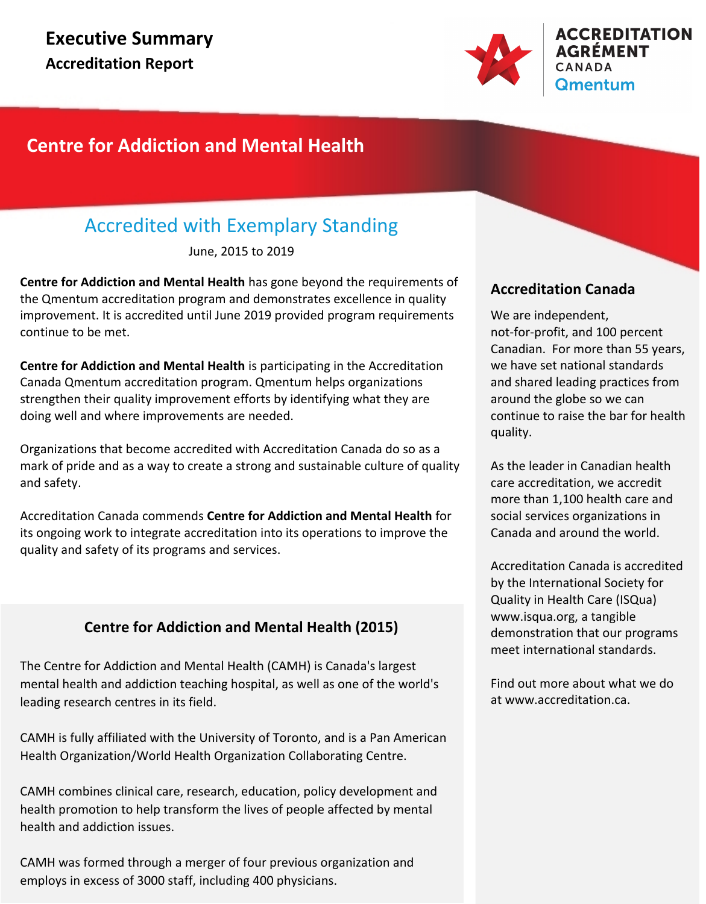# Executive Summary

## Accreditation Report

ACCREDITATION
AGRÉMENT
CANADA
Qmentum

## Centre for Addiction and Mental Health

### Accredited with Exemplary Standing

June, 2015 to 2019

**Centre for Addiction and Mental Health** has gone beyond the requirements of the Qmentum accreditation program and demonstrates excellence in quality improvement. It is accredited until June 2019 provided program requirements continue to be met.

**Centre for Addiction and Mental Health** is participating in the Accreditation Canada Qmentum accreditation program. Qmentum helps organizations strengthen their quality improvement efforts by identifying what they are doing well and where improvements are needed.

Organizations that become accredited with Accreditation Canada do so as a mark of pride and as a way to create a strong and sustainable culture of quality and safety.

Accreditation Canada commends **Centre for Addiction and Mental Health** for its ongoing work to integrate accreditation into its operations to improve the quality and safety of its programs and services.

### Centre for Addiction and Mental Health (2015)

The Centre for Addiction and Mental Health (CAMH) is Canada's largest mental health and addiction teaching hospital, as well as one of the world's leading research centres in its field.

CAMH is fully affiliated with the University of Toronto, and is a Pan American Health Organization/World Health Organization Collaborating Centre.

CAMH combines clinical care, research, education, policy development and health promotion to help transform the lives of people affected by mental health and addiction issues.

CAMH was formed through a merger of four previous organization and employs in excess of 3000 staff, including 400 physicians.

### Accreditation Canada

We are independent, not-for-profit, and 100 percent Canadian. For more than 55 years, we have set national standards and shared leading practices from around the globe so we can continue to raise the bar for health quality.

As the leader in Canadian health care accreditation, we accredit more than 1,100 health care and social services organizations in Canada and around the world.

Accreditation Canada is accredited by the International Society for Quality in Health Care (ISQua) www.isqua.org, a tangible demonstration that our programs meet international standards.

Find out more about what we do at www.accreditation.ca.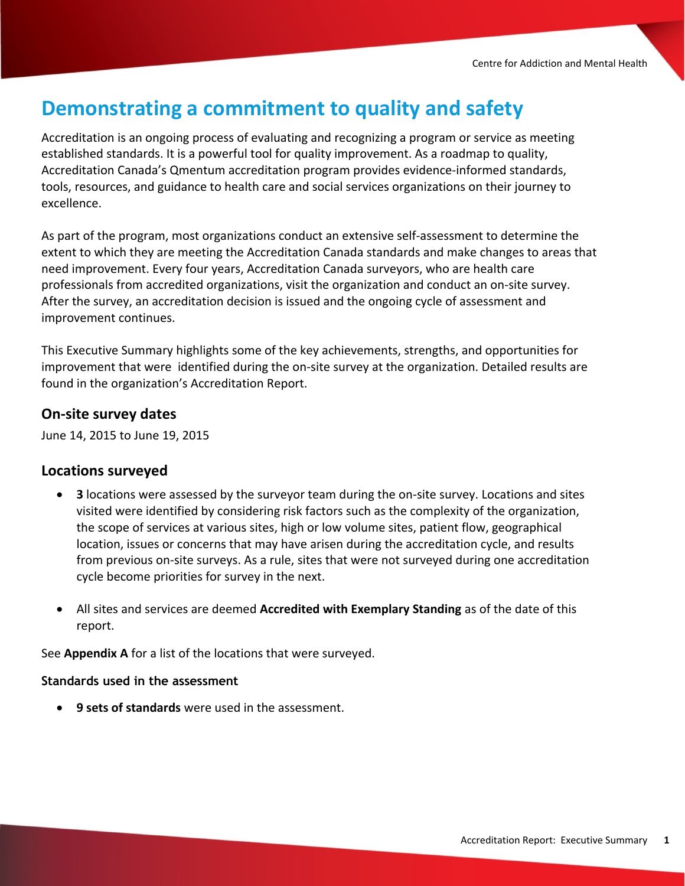# Demonstrating a commitment to quality and safety

Accreditation is an ongoing process of evaluating and recognizing a program or service as meeting established standards. It is a powerful tool for quality improvement. As a roadmap to quality, Accreditation Canada's Qmentum accreditation program provides evidence-informed standards, tools, resources, and guidance to health care and social services organizations on their journey to excellence.

As part of the program, most organizations conduct an extensive self-assessment to determine the extent to which they are meeting the Accreditation Canada standards and make changes to areas that need improvement. Every four years, Accreditation Canada surveyors, who are health care professionals from accredited organizations, visit the organization and conduct an on-site survey. After the survey, an accreditation decision is issued and the ongoing cycle of assessment and improvement continues.

This Executive Summary highlights some of the key achievements, strengths, and opportunities for improvement that were identified during the on-site survey at the organization. Detailed results are found in the organization's Accreditation Report.

## On-site survey dates

June 14, 2015 to June 19, 2015

## Locations surveyed

- **3** locations were assessed by the surveyor team during the on-site survey. Locations and sites visited were identified by considering risk factors such as the complexity of the organization, the scope of services at various sites, high or low volume sites, patient flow, geographical location, issues or concerns that may have arisen during the accreditation cycle, and results from previous on-site surveys. As a rule, sites that were not surveyed during one accreditation cycle become priorities for survey in the next.

- All sites and services are deemed **Accredited with Exemplary Standing** as of the date of this report.

See **Appendix A** for a list of the locations that were surveyed.

### Standards used in the assessment

- **9 sets of standards** were used in the assessment.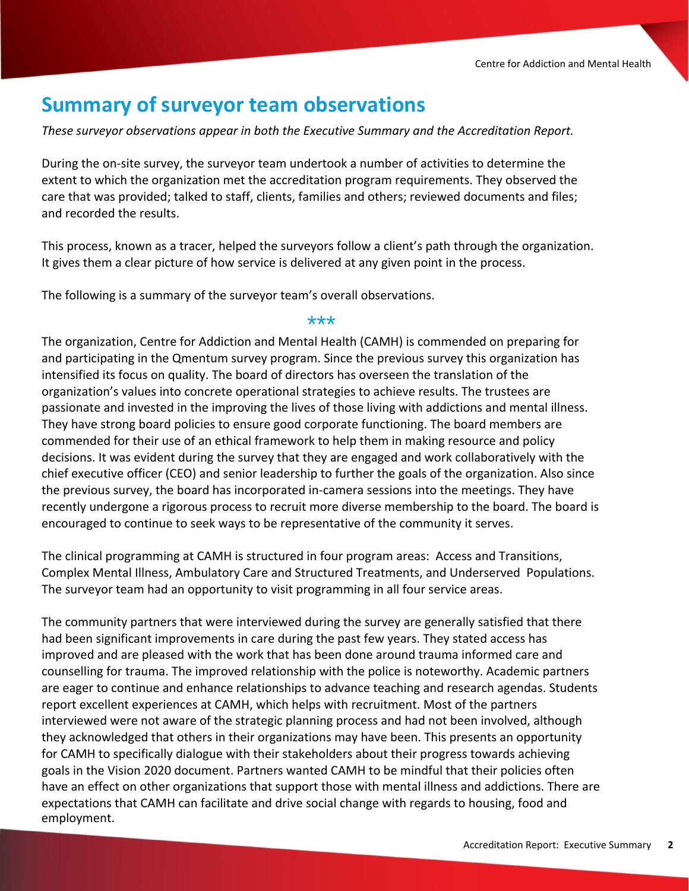## Summary of surveyor team observations

*These surveyor observations appear in both the Executive Summary and the Accreditation Report.*

During the on-site survey, the surveyor team undertook a number of activities to determine the extent to which the organization met the accreditation program requirements. They observed the care that was provided; talked to staff, clients, families and others; reviewed documents and files; and recorded the results.

This process, known as a tracer, helped the surveyors follow a client's path through the organization. It gives them a clear picture of how service is delivered at any given point in the process.

The following is a summary of the surveyor team's overall observations.

***

The organization, Centre for Addiction and Mental Health (CAMH) is commended on preparing for and participating in the Qmentum survey program. Since the previous survey this organization has intensified its focus on quality. The board of directors has overseen the translation of the organization's values into concrete operational strategies to achieve results. The trustees are passionate and invested in the improving the lives of those living with addictions and mental illness. They have strong board policies to ensure good corporate functioning. The board members are commended for their use of an ethical framework to help them in making resource and policy decisions. It was evident during the survey that they are engaged and work collaboratively with the chief executive officer (CEO) and senior leadership to further the goals of the organization. Also since the previous survey, the board has incorporated in-camera sessions into the meetings. They have recently undergone a rigorous process to recruit more diverse membership to the board. The board is encouraged to continue to seek ways to be representative of the community it serves.

The clinical programming at CAMH is structured in four program areas: Access and Transitions, Complex Mental Illness, Ambulatory Care and Structured Treatments, and Underserved Populations. The surveyor team had an opportunity to visit programming in all four service areas.

The community partners that were interviewed during the survey are generally satisfied that there had been significant improvements in care during the past few years. They stated access has improved and are pleased with the work that has been done around trauma informed care and counselling for trauma. The improved relationship with the police is noteworthy. Academic partners are eager to continue and enhance relationships to advance teaching and research agendas. Students report excellent experiences at CAMH, which helps with recruitment. Most of the partners interviewed were not aware of the strategic planning process and had not been involved, although they acknowledged that others in their organizations may have been. This presents an opportunity for CAMH to specifically dialogue with their stakeholders about their progress towards achieving goals in the Vision 2020 document. Partners wanted CAMH to be mindful that their policies often have an effect on other organizations that support those with mental illness and addictions. There are expectations that CAMH can facilitate and drive social change with regards to housing, food and employment.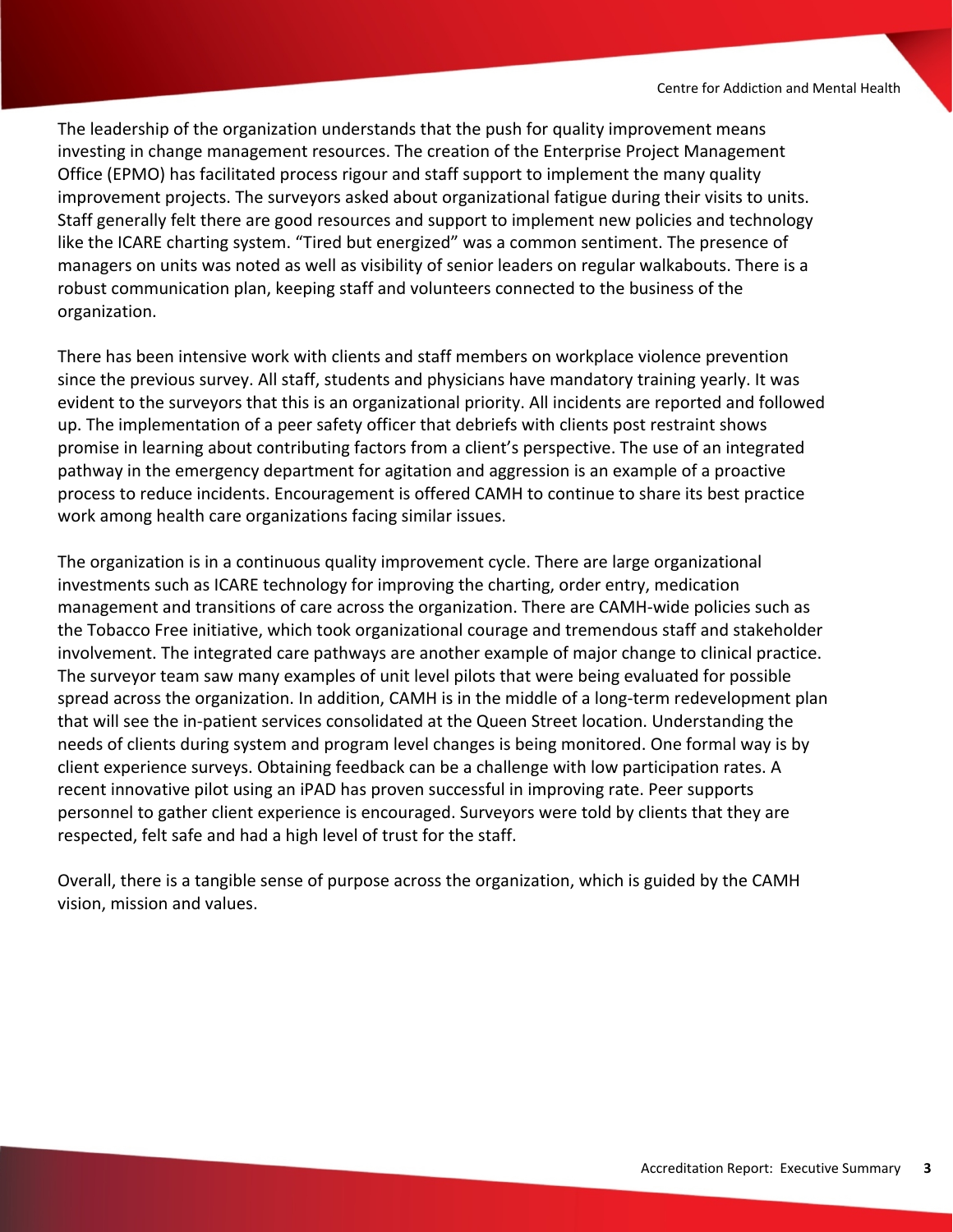The leadership of the organization understands that the push for quality improvement means investing in change management resources. The creation of the Enterprise Project Management Office (EPMO) has facilitated process rigour and staff support to implement the many quality improvement projects. The surveyors asked about organizational fatigue during their visits to units. Staff generally felt there are good resources and support to implement new policies and technology like the ICARE charting system. "Tired but energized" was a common sentiment. The presence of managers on units was noted as well as visibility of senior leaders on regular walkabouts. There is a robust communication plan, keeping staff and volunteers connected to the business of the organization.

There has been intensive work with clients and staff members on workplace violence prevention since the previous survey. All staff, students and physicians have mandatory training yearly. It was evident to the surveyors that this is an organizational priority. All incidents are reported and followed up. The implementation of a peer safety officer that debriefs with clients post restraint shows promise in learning about contributing factors from a client's perspective. The use of an integrated pathway in the emergency department for agitation and aggression is an example of a proactive process to reduce incidents. Encouragement is offered CAMH to continue to share its best practice work among health care organizations facing similar issues.

The organization is in a continuous quality improvement cycle. There are large organizational investments such as ICARE technology for improving the charting, order entry, medication management and transitions of care across the organization. There are CAMH-wide policies such as the Tobacco Free initiative, which took organizational courage and tremendous staff and stakeholder involvement. The integrated care pathways are another example of major change to clinical practice. The surveyor team saw many examples of unit level pilots that were being evaluated for possible spread across the organization. In addition, CAMH is in the middle of a long-term redevelopment plan that will see the in-patient services consolidated at the Queen Street location. Understanding the needs of clients during system and program level changes is being monitored. One formal way is by client experience surveys. Obtaining feedback can be a challenge with low participation rates. A recent innovative pilot using an iPAD has proven successful in improving rate. Peer supports personnel to gather client experience is encouraged. Surveyors were told by clients that they are respected, felt safe and had a high level of trust for the staff.

Overall, there is a tangible sense of purpose across the organization, which is guided by the CAMH vision, mission and values.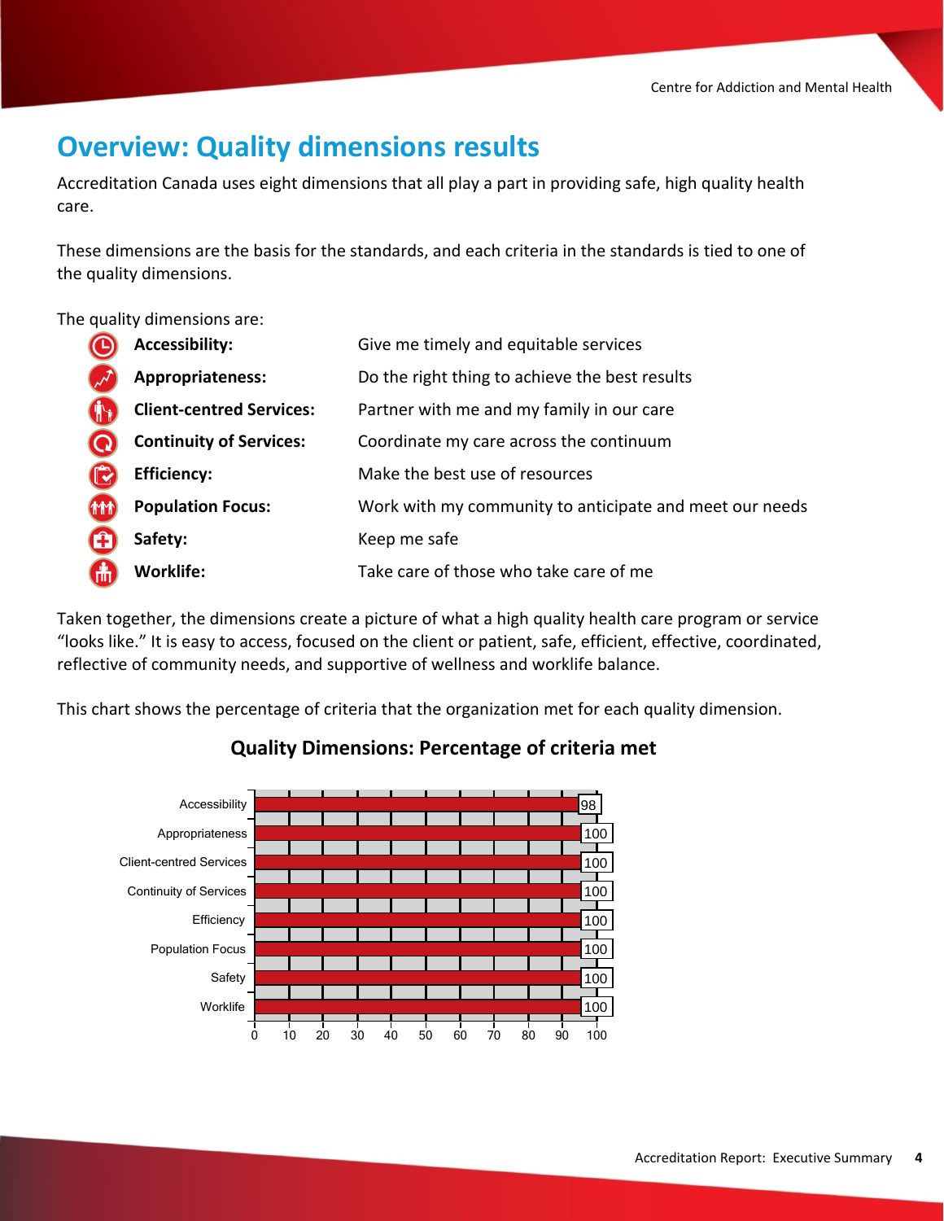## Overview: Quality dimensions results

Accreditation Canada uses eight dimensions that all play a part in providing safe, high quality health care.

These dimensions are the basis for the standards, and each criteria in the standards is tied to one of the quality dimensions.

The quality dimensions are:

| | |
|---|---|
| **Accessibility:** | Give me timely and equitable services |
| **Appropriateness:** | Do the right thing to achieve the best results |
| **Client-centred Services:** | Partner with me and my family in our care |
| **Continuity of Services:** | Coordinate my care across the continuum |
| **Efficiency:** | Make the best use of resources |
| **Population Focus:** | Work with my community to anticipate and meet our needs |
| **Safety:** | Keep me safe |
| **Worklife:** | Take care of those who take care of me |

Taken together, the dimensions create a picture of what a high quality health care program or service "looks like." It is easy to access, focused on the client or patient, safe, efficient, effective, coordinated, reflective of community needs, and supportive of wellness and worklife balance.

This chart shows the percentage of criteria that the organization met for each quality dimension.

### Quality Dimensions: Percentage of criteria met

| Quality Dimension | Percentage of criteria met |
|---|---|
| Accessibility | 98 |
| Appropriateness | 100 |
| Client-centred Services | 100 |
| Continuity of Services | 100 |
| Efficiency | 100 |
| Population Focus | 100 |
| Safety | 100 |
| Worklife | 100 |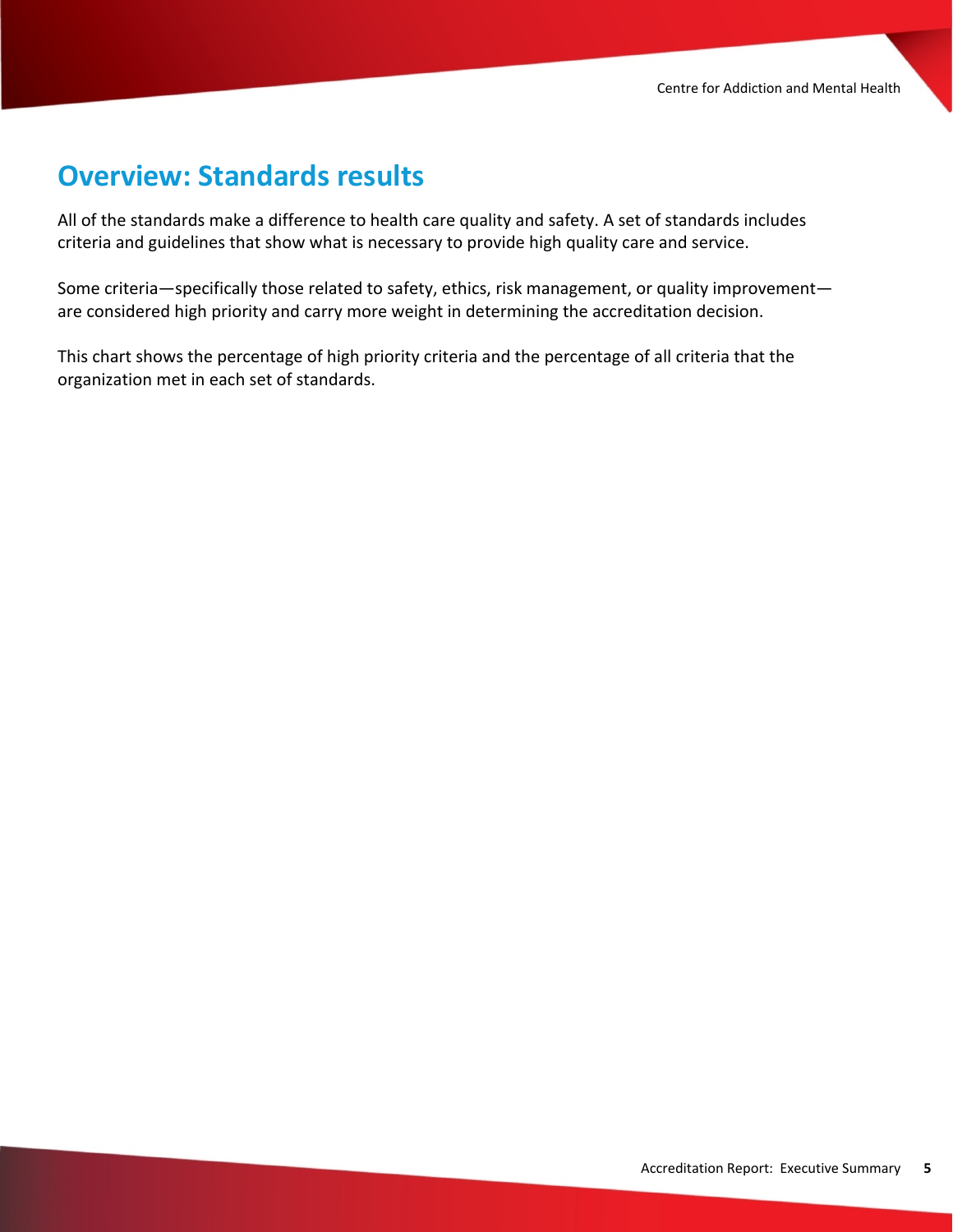## Overview: Standards results

All of the standards make a difference to health care quality and safety. A set of standards includes criteria and guidelines that show what is necessary to provide high quality care and service.

Some criteria—specifically those related to safety, ethics, risk management, or quality improvement—are considered high priority and carry more weight in determining the accreditation decision.

This chart shows the percentage of high priority criteria and the percentage of all criteria that the organization met in each set of standards.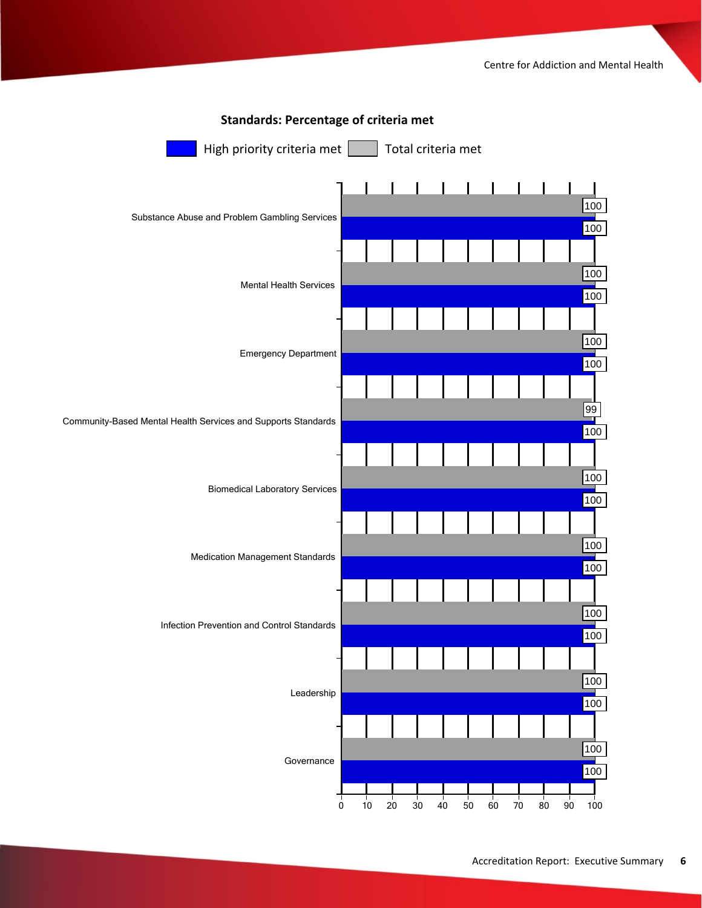**Standards: Percentage of criteria met**

| Standard | High priority criteria met | Total criteria met |
| --- | --- | --- |
| Substance Abuse and Problem Gambling Services | 100 | 100 |
| Mental Health Services | 100 | 100 |
| Emergency Department | 100 | 100 |
| Community-Based Mental Health Services and Supports Standards | 100 | 99 |
| Biomedical Laboratory Services | 100 | 100 |
| Medication Management Standards | 100 | 100 |
| Infection Prevention and Control Standards | 100 | 100 |
| Leadership | 100 | 100 |
| Governance | 100 | 100 |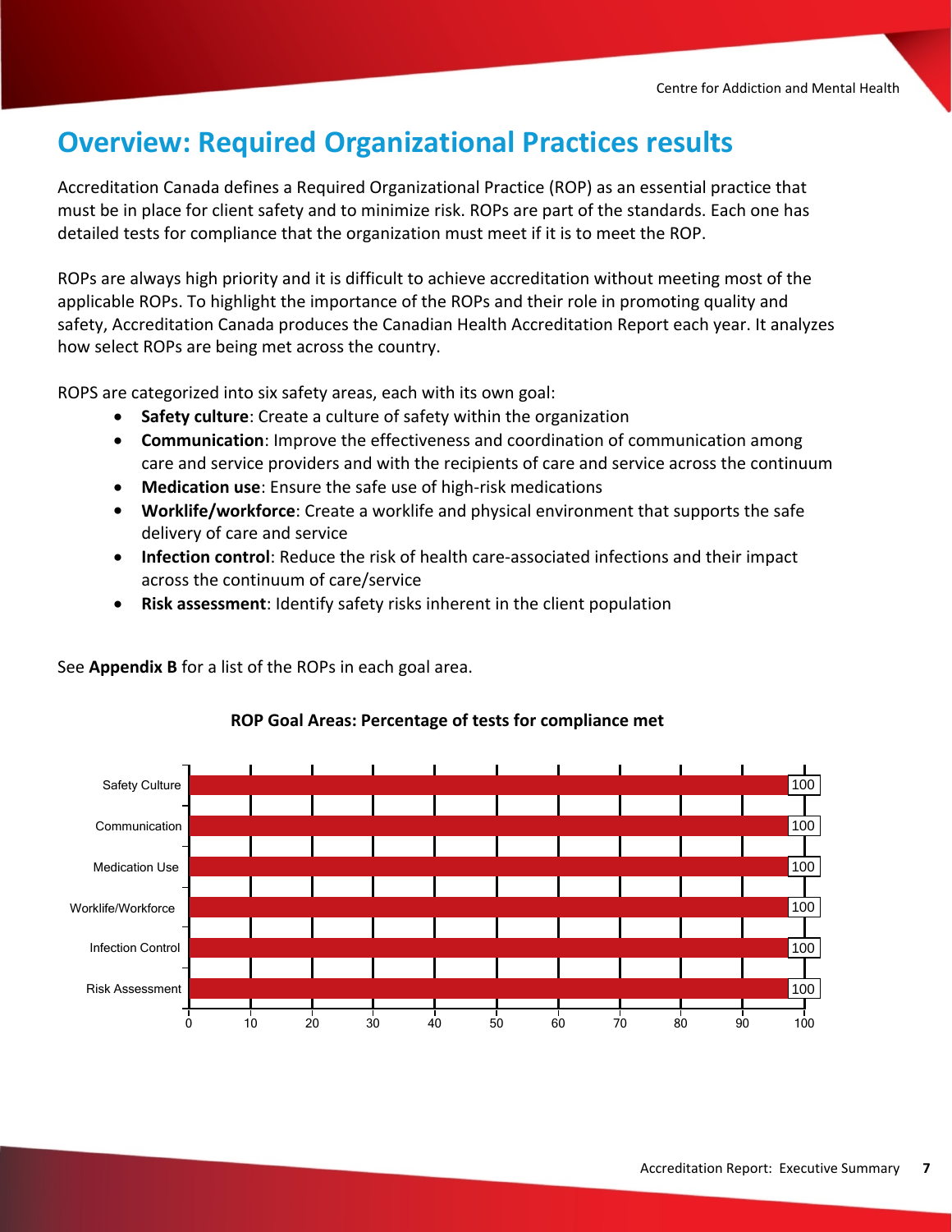# Overview: Required Organizational Practices results

Accreditation Canada defines a Required Organizational Practice (ROP) as an essential practice that must be in place for client safety and to minimize risk. ROPs are part of the standards. Each one has detailed tests for compliance that the organization must meet if it is to meet the ROP.

ROPs are always high priority and it is difficult to achieve accreditation without meeting most of the applicable ROPs. To highlight the importance of the ROPs and their role in promoting quality and safety, Accreditation Canada produces the Canadian Health Accreditation Report each year. It analyzes how select ROPs are being met across the country.

ROPS are categorized into six safety areas, each with its own goal:

- **Safety culture**: Create a culture of safety within the organization
- **Communication**: Improve the effectiveness and coordination of communication among care and service providers and with the recipients of care and service across the continuum
- **Medication use**: Ensure the safe use of high-risk medications
- **Worklife/workforce**: Create a worklife and physical environment that supports the safe delivery of care and service
- **Infection control**: Reduce the risk of health care-associated infections and their impact across the continuum of care/service
- **Risk assessment**: Identify safety risks inherent in the client population

See **Appendix B** for a list of the ROPs in each goal area.

**ROP Goal Areas: Percentage of tests for compliance met**

| ROP Goal Area | Percentage of tests for compliance met |
|---|---|
| Safety Culture | 100 |
| Communication | 100 |
| Medication Use | 100 |
| Worklife/Workforce | 100 |
| Infection Control | 100 |
| Risk Assessment | 100 |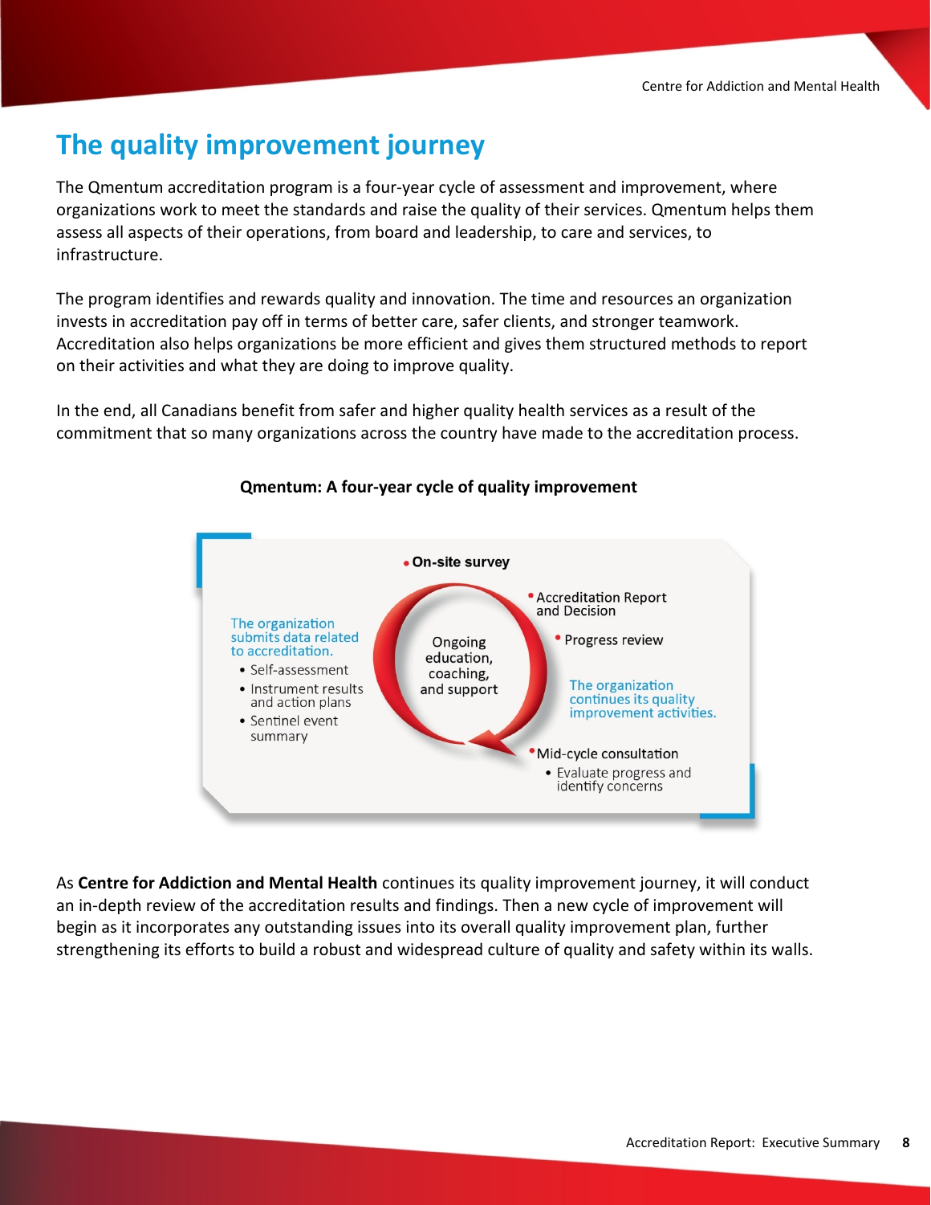# The quality improvement journey

The Qmentum accreditation program is a four-year cycle of assessment and improvement, where organizations work to meet the standards and raise the quality of their services. Qmentum helps them assess all aspects of their operations, from board and leadership, to care and services, to infrastructure.

The program identifies and rewards quality and innovation. The time and resources an organization invests in accreditation pay off in terms of better care, safer clients, and stronger teamwork. Accreditation also helps organizations be more efficient and gives them structured methods to report on their activities and what they are doing to improve quality.

In the end, all Canadians benefit from safer and higher quality health services as a result of the commitment that so many organizations across the country have made to the accreditation process.

**Qmentum: A four-year cycle of quality improvement**

- On-site survey
- Accreditation Report and Decision
- Progress review

The organization continues its quality improvement activities.

- Mid-cycle consultation
  - Evaluate progress and identify concerns

The organization submits data related to accreditation.

- Self-assessment
- Instrument results and action plans
- Sentinel event summary

Ongoing education, coaching, and support

As **Centre for Addiction and Mental Health** continues its quality improvement journey, it will conduct an in-depth review of the accreditation results and findings. Then a new cycle of improvement will begin as it incorporates any outstanding issues into its overall quality improvement plan, further strengthening its efforts to build a robust and widespread culture of quality and safety within its walls.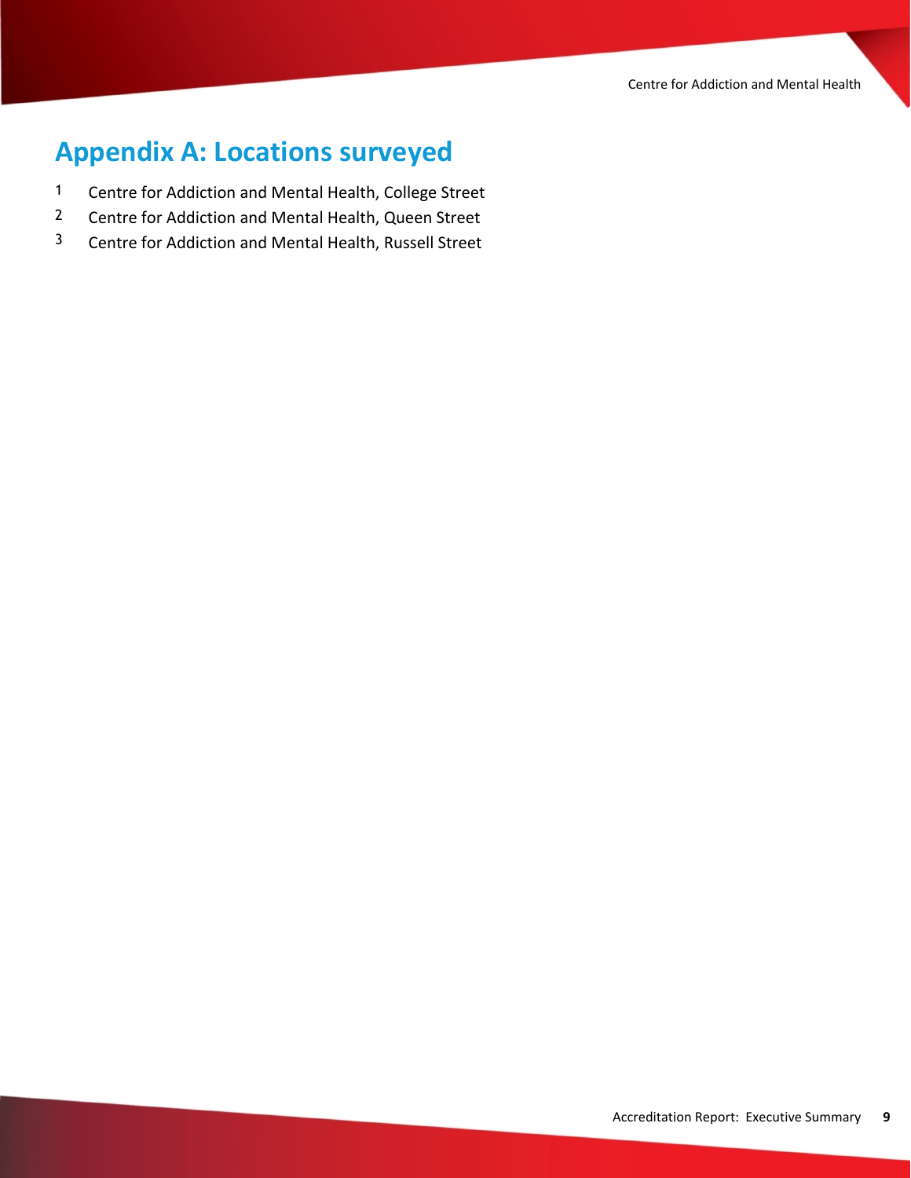## Appendix A: Locations surveyed

1. Centre for Addiction and Mental Health, College Street
2. Centre for Addiction and Mental Health, Queen Street
3. Centre for Addiction and Mental Health, Russell Street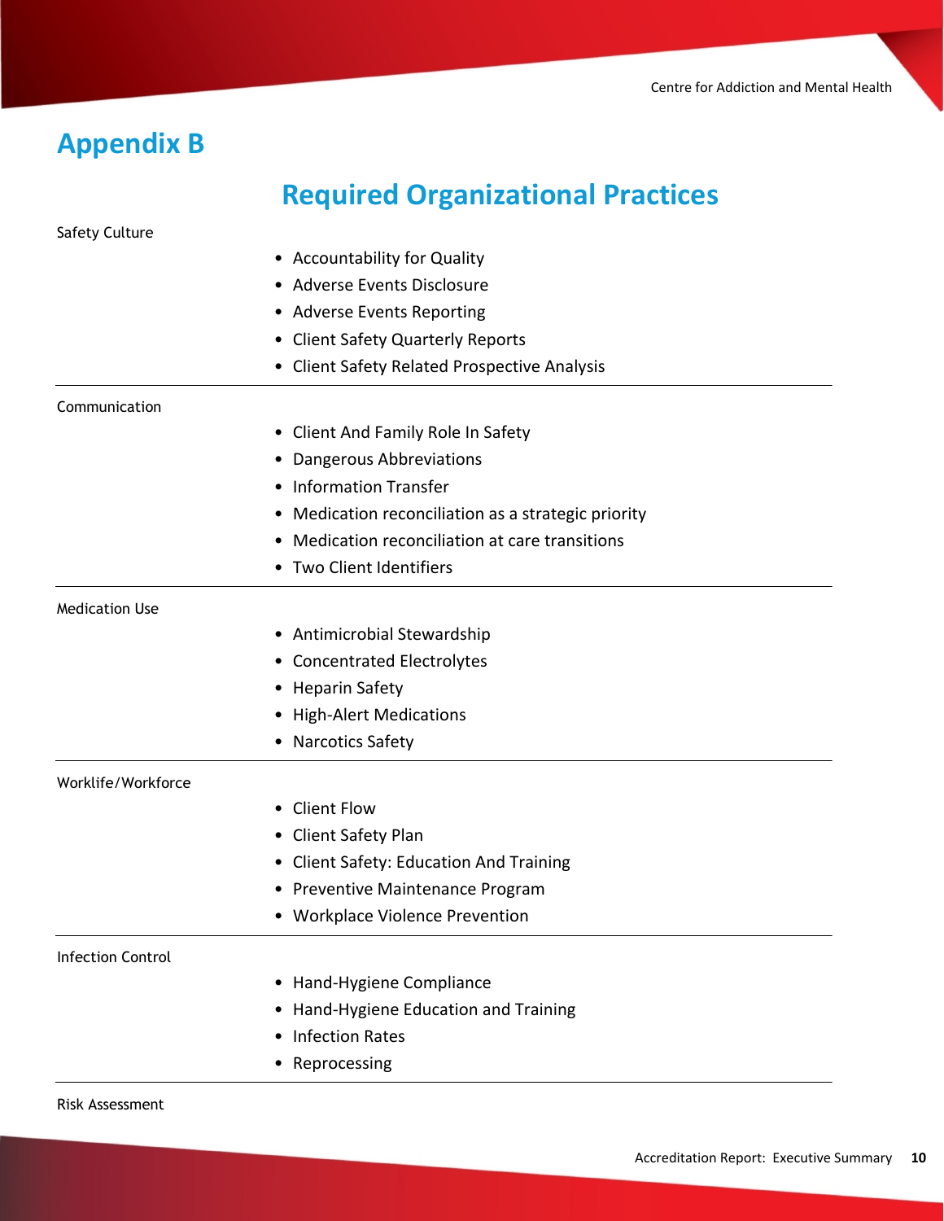# Appendix B

## Required Organizational Practices

Safety Culture

- Accountability for Quality
- Adverse Events Disclosure
- Adverse Events Reporting
- Client Safety Quarterly Reports
- Client Safety Related Prospective Analysis

Communication

- Client And Family Role In Safety
- Dangerous Abbreviations
- Information Transfer
- Medication reconciliation as a strategic priority
- Medication reconciliation at care transitions
- Two Client Identifiers

Medication Use

- Antimicrobial Stewardship
- Concentrated Electrolytes
- Heparin Safety
- High-Alert Medications
- Narcotics Safety

Worklife/Workforce

- Client Flow
- Client Safety Plan
- Client Safety: Education And Training
- Preventive Maintenance Program
- Workplace Violence Prevention

Infection Control

- Hand-Hygiene Compliance
- Hand-Hygiene Education and Training
- Infection Rates
- Reprocessing

Risk Assessment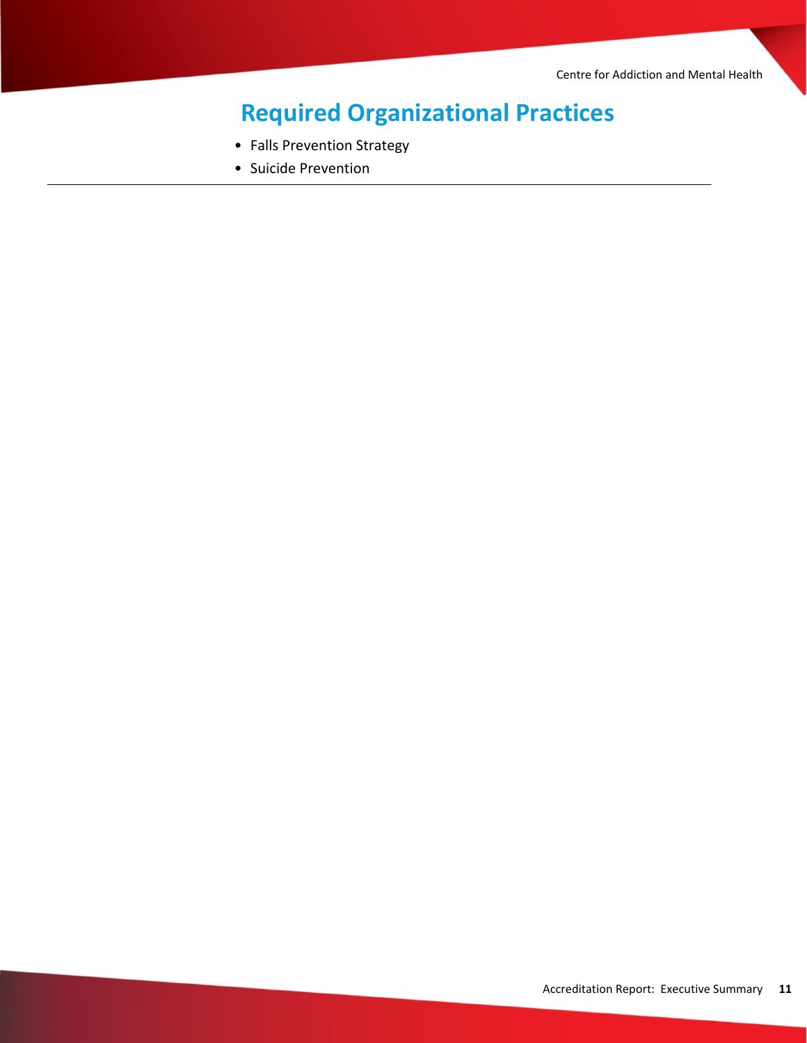## Required Organizational Practices

- Falls Prevention Strategy
- Suicide Prevention